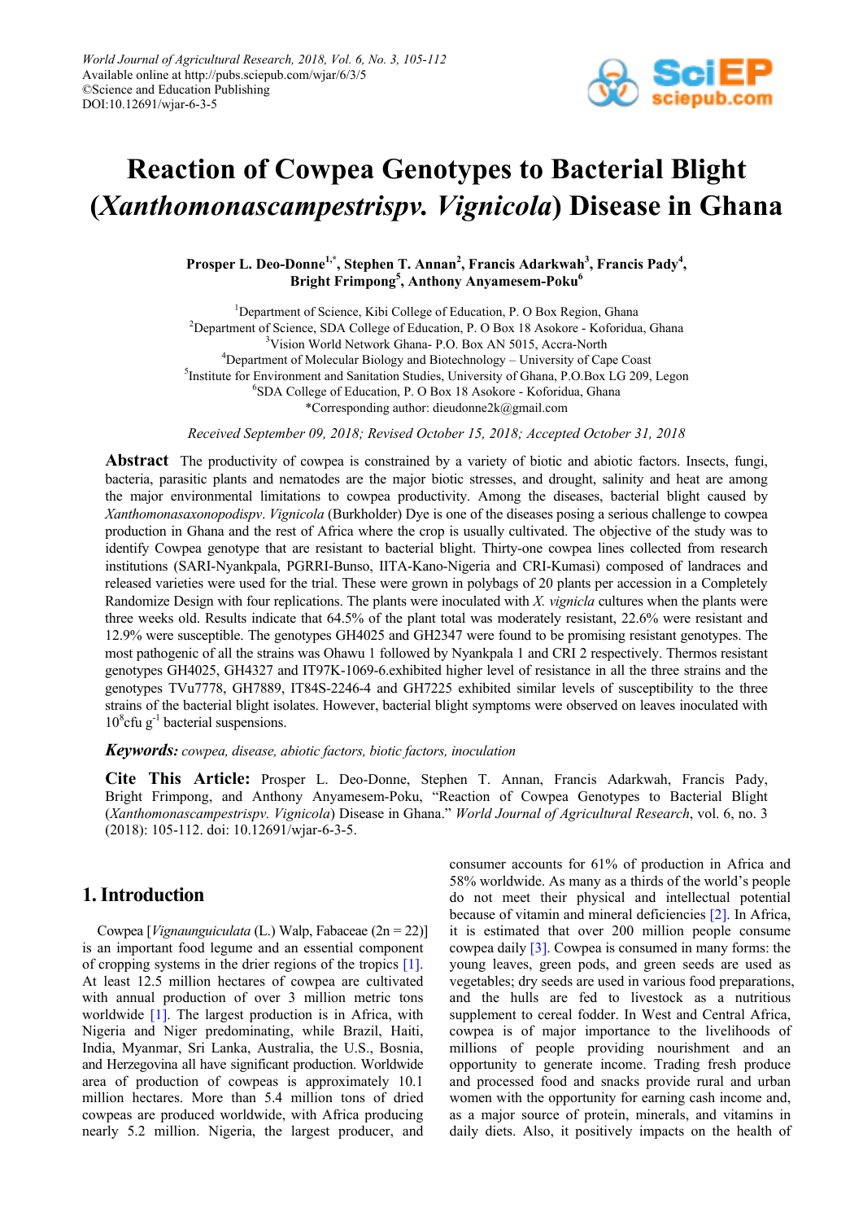# Reaction of Cowpea Genotypes to Bacterial Blight (*Xanthomonascampestrispv. Vignicola*) Disease in Ghana

**Prosper L. Deo-Donne[1,*], Stephen T. Annan[2], Francis Adarkwah[3], Francis Pady[4], Bright Frimpong[5], Anthony Anyamesem-Poku[6]**

[1]Department of Science, Kibi College of Education, P. O Box Region, Ghana
[2]Department of Science, SDA College of Education, P. O Box 18 Asokore - Koforidua, Ghana
[3]Vision World Network Ghana- P.O. Box AN 5015, Accra-North
[4]Department of Molecular Biology and Biotechnology – University of Cape Coast
[5]Institute for Environment and Sanitation Studies, University of Ghana, P.O.Box LG 209, Legon
[6]SDA College of Education, P. O Box 18 Asokore - Koforidua, Ghana
*Corresponding author: dieudonne2k@gmail.com

*Received September 09, 2018; Revised October 15, 2018; Accepted October 31, 2018*

**Abstract** The productivity of cowpea is constrained by a variety of biotic and abiotic factors. Insects, fungi, bacteria, parasitic plants and nematodes are the major biotic stresses, and drought, salinity and heat are among the major environmental limitations to cowpea productivity. Among the diseases, bacterial blight caused by *Xanthomonasaxonopodispv*. *Vignicola* (Burkholder) Dye is one of the diseases posing a serious challenge to cowpea production in Ghana and the rest of Africa where the crop is usually cultivated. The objective of the study was to identify Cowpea genotype that are resistant to bacterial blight. Thirty-one cowpea lines collected from research institutions (SARI-Nyankpala, PGRRI-Bunso, IITA-Kano-Nigeria and CRI-Kumasi) composed of landraces and released varieties were used for the trial. These were grown in polybags of 20 plants per accession in a Completely Randomize Design with four replications. The plants were inoculated with *X. vignicla* cultures when the plants were three weeks old. Results indicate that 64.5% of the plant total was moderately resistant, 22.6% were resistant and 12.9% were susceptible. The genotypes GH4025 and GH2347 were found to be promising resistant genotypes. The most pathogenic of all the strains was Ohawu 1 followed by Nyankpala 1 and CRI 2 respectively. Thermos resistant genotypes GH4025, GH4327 and IT97K-1069-6.exhibited higher level of resistance in all the three strains and the genotypes TVu7778, GH7889, IT84S-2246-4 and GH7225 exhibited similar levels of susceptibility to the three strains of the bacterial blight isolates. However, bacterial blight symptoms were observed on leaves inoculated with $10^8$cfu $g^{-1}$ bacterial suspensions.

***Keywords:*** *cowpea, disease, abiotic factors, biotic factors, inoculation*

**Cite This Article:** Prosper L. Deo-Donne, Stephen T. Annan, Francis Adarkwah, Francis Pady, Bright Frimpong, and Anthony Anyamesem-Poku, "Reaction of Cowpea Genotypes to Bacterial Blight (*Xanthomonascampestrispv. Vignicola*) Disease in Ghana." *World Journal of Agricultural Research*, vol. 6, no. 3 (2018): 105-112. doi: 10.12691/wjar-6-3-5.

## 1. Introduction

Cowpea [*Vignaunguiculata* (L.) Walp, Fabaceae (2n = 22)] is an important food legume and an essential component of cropping systems in the drier regions of the tropics [1]. At least 12.5 million hectares of cowpea are cultivated with annual production of over 3 million metric tons worldwide [1]. The largest production is in Africa, with Nigeria and Niger predominating, while Brazil, Haiti, India, Myanmar, Sri Lanka, Australia, the U.S., Bosnia, and Herzegovina all have significant production. Worldwide area of production of cowpeas is approximately 10.1 million hectares. More than 5.4 million tons of dried cowpeas are produced worldwide, with Africa producing nearly 5.2 million. Nigeria, the largest producer, and consumer accounts for 61% of production in Africa and 58% worldwide. As many as a thirds of the world's people do not meet their physical and intellectual potential because of vitamin and mineral deficiencies [2]. In Africa, it is estimated that over 200 million people consume cowpea daily [3]. Cowpea is consumed in many forms: the young leaves, green pods, and green seeds are used as vegetables; dry seeds are used in various food preparations, and the hulls are fed to livestock as a nutritious supplement to cereal fodder. In West and Central Africa, cowpea is of major importance to the livelihoods of millions of people providing nourishment and an opportunity to generate income. Trading fresh produce and processed food and snacks provide rural and urban women with the opportunity for earning cash income and, as a major source of protein, minerals, and vitamins in daily diets. Also, it positively impacts on the health of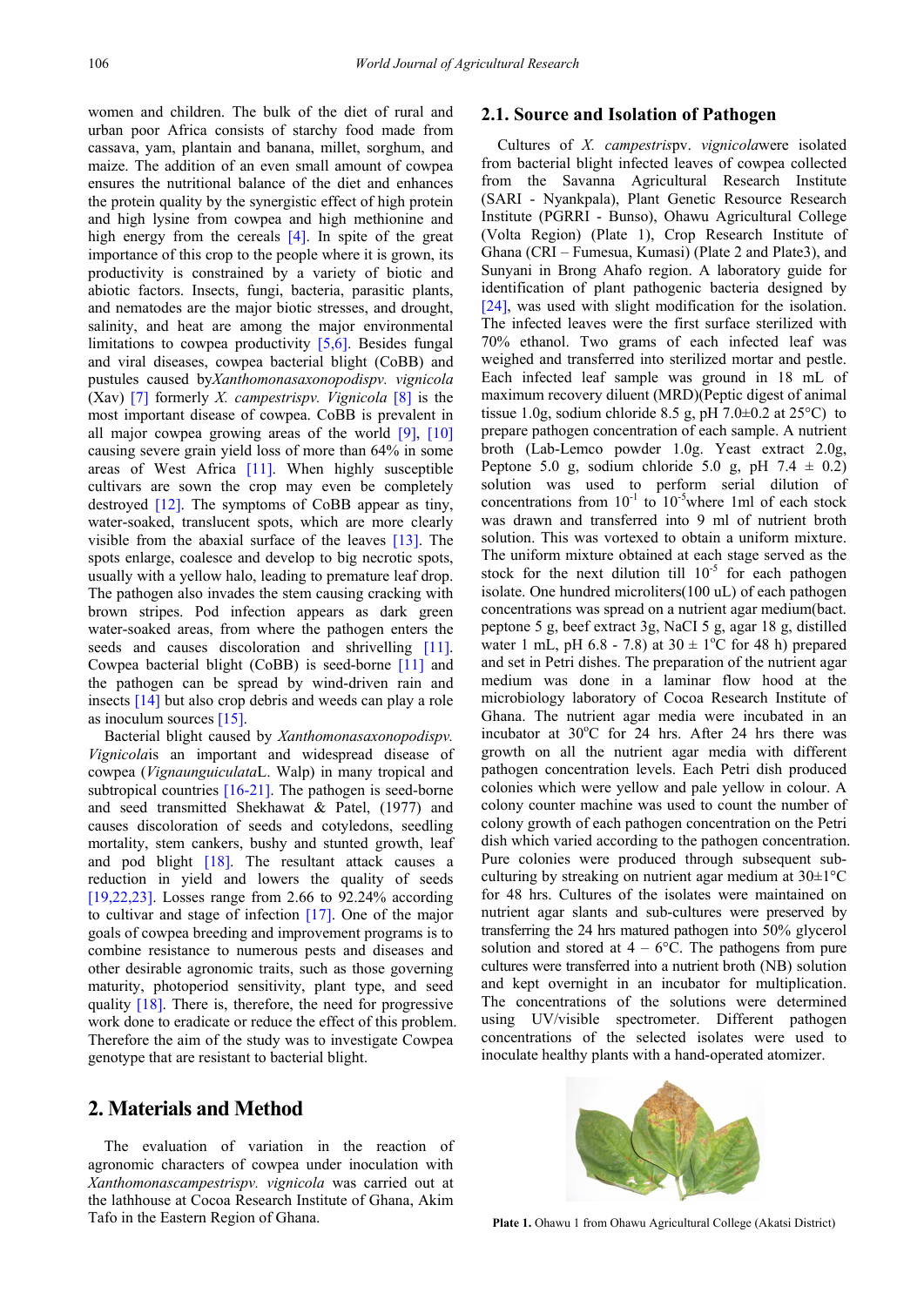women and children. The bulk of the diet of rural and urban poor Africa consists of starchy food made from cassava, yam, plantain and banana, millet, sorghum, and maize. The addition of an even small amount of cowpea ensures the nutritional balance of the diet and enhances the protein quality by the synergistic effect of high protein and high lysine from cowpea and high methionine and high energy from the cereals [4]. In spite of the great importance of this crop to the people where it is grown, its productivity is constrained by a variety of biotic and abiotic factors. Insects, fungi, bacteria, parasitic plants, and nematodes are the major biotic stresses, and drought, salinity, and heat are among the major environmental limitations to cowpea productivity [5,6]. Besides fungal and viral diseases, cowpea bacterial blight (CoBB) and pustules caused by*Xanthomonasaxonopodispv. vignicola* (Xav) [7] formerly *X. campestrispv. Vignicola* [8] is the most important disease of cowpea. CoBB is prevalent in all major cowpea growing areas of the world [9], [10] causing severe grain yield loss of more than 64% in some areas of West Africa [11]. When highly susceptible cultivars are sown the crop may even be completely destroyed [12]. The symptoms of CoBB appear as tiny, water-soaked, translucent spots, which are more clearly visible from the abaxial surface of the leaves [13]. The spots enlarge, coalesce and develop to big necrotic spots, usually with a yellow halo, leading to premature leaf drop. The pathogen also invades the stem causing cracking with brown stripes. Pod infection appears as dark green water-soaked areas, from where the pathogen enters the seeds and causes discoloration and shrivelling [11]. Cowpea bacterial blight (CoBB) is seed-borne [11] and the pathogen can be spread by wind-driven rain and insects [14] but also crop debris and weeds can play a role as inoculum sources [15].

Bacterial blight caused by *Xanthomonasaxonopodispv. Vignicola*is an important and widespread disease of cowpea (*Vignaunguiculata*L. Walp) in many tropical and subtropical countries [16-21]. The pathogen is seed-borne and seed transmitted Shekhawat & Patel, (1977) and causes discoloration of seeds and cotyledons, seedling mortality, stem cankers, bushy and stunted growth, leaf and pod blight [18]. The resultant attack causes a reduction in yield and lowers the quality of seeds [19,22,23]. Losses range from 2.66 to 92.24% according to cultivar and stage of infection [17]. One of the major goals of cowpea breeding and improvement programs is to combine resistance to numerous pests and diseases and other desirable agronomic traits, such as those governing maturity, photoperiod sensitivity, plant type, and seed quality [18]. There is, therefore, the need for progressive work done to eradicate or reduce the effect of this problem. Therefore the aim of the study was to investigate Cowpea genotype that are resistant to bacterial blight.

## 2. Materials and Method

The evaluation of variation in the reaction of agronomic characters of cowpea under inoculation with *Xanthomonascampestrispv. vignicola* was carried out at the lathhouse at Cocoa Research Institute of Ghana, Akim Tafo in the Eastern Region of Ghana.

### 2.1. Source and Isolation of Pathogen

Cultures of *X. campestris*pv. *vignicola*were isolated from bacterial blight infected leaves of cowpea collected from the Savanna Agricultural Research Institute (SARI - Nyankpala), Plant Genetic Resource Research Institute (PGRRI - Bunso), Ohawu Agricultural College (Volta Region) (Plate 1), Crop Research Institute of Ghana (CRI – Fumesua, Kumasi) (Plate 2 and Plate3), and Sunyani in Brong Ahafo region. A laboratory guide for identification of plant pathogenic bacteria designed by [24], was used with slight modification for the isolation. The infected leaves were the first surface sterilized with 70% ethanol. Two grams of each infected leaf was weighed and transferred into sterilized mortar and pestle. Each infected leaf sample was ground in 18 mL of maximum recovery diluent (MRD)(Peptic digest of animal tissue 1.0g, sodium chloride 8.5 g, pH 7.0±0.2 at 25°C) to prepare pathogen concentration of each sample. A nutrient broth (Lab-Lemco powder 1.0g. Yeast extract 2.0g, Peptone 5.0 g, sodium chloride 5.0 g, pH 7.4 ± 0.2) solution was used to perform serial dilution of concentrations from $10^{-1}$ to $10^{-5}$where 1ml of each stock was drawn and transferred into 9 ml of nutrient broth solution. This was vortexed to obtain a uniform mixture. The uniform mixture obtained at each stage served as the stock for the next dilution till $10^{-5}$ for each pathogen isolate. One hundred microliters(100 uL) of each pathogen concentrations was spread on a nutrient agar medium(bact. peptone 5 g, beef extract 3g, NaCI 5 g, agar 18 g, distilled water 1 mL, pH 6.8 - 7.8) at 30 ± 1°C for 48 h) prepared and set in Petri dishes. The preparation of the nutrient agar medium was done in a laminar flow hood at the microbiology laboratory of Cocoa Research Institute of Ghana. The nutrient agar media were incubated in an incubator at 30°C for 24 hrs. After 24 hrs there was growth on all the nutrient agar media with different pathogen concentration levels. Each Petri dish produced colonies which were yellow and pale yellow in colour. A colony counter machine was used to count the number of colony growth of each pathogen concentration on the Petri dish which varied according to the pathogen concentration. Pure colonies were produced through subsequent sub-culturing by streaking on nutrient agar medium at 30±1°C for 48 hrs. Cultures of the isolates were maintained on nutrient agar slants and sub-cultures were preserved by transferring the 24 hrs matured pathogen into 50% glycerol solution and stored at 4 – 6°C. The pathogens from pure cultures were transferred into a nutrient broth (NB) solution and kept overnight in an incubator for multiplication. The concentrations of the solutions were determined using UV/visible spectrometer. Different pathogen concentrations of the selected isolates were used to inoculate healthy plants with a hand-operated atomizer.

**Plate 1.** Ohawu 1 from Ohawu Agricultural College (Akatsi District)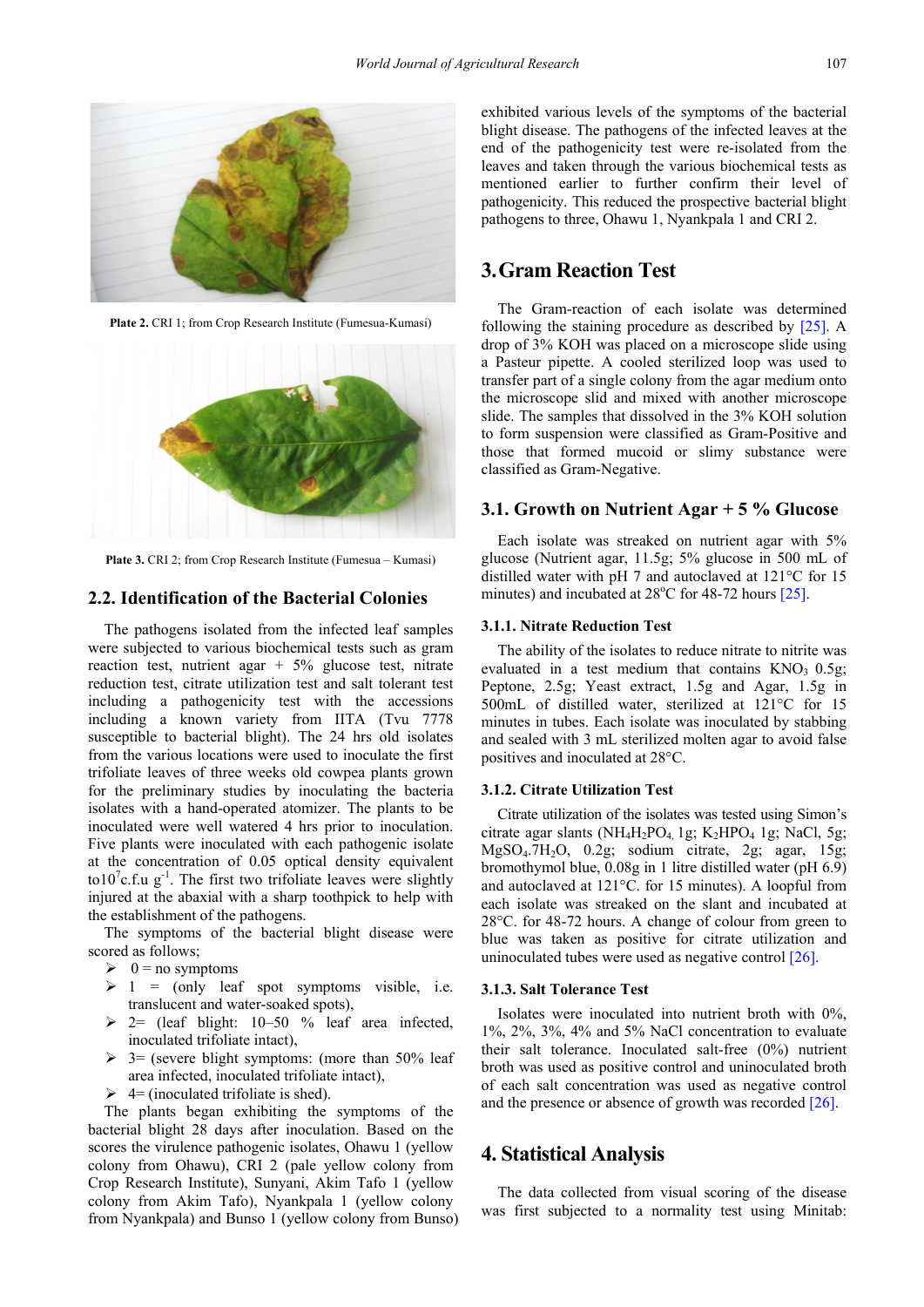Plate 2. CRI 1; from Crop Research Institute (Fumesua-Kumasi)

Plate 3. CRI 2; from Crop Research Institute (Fumesua – Kumasi)

## 2.2. Identification of the Bacterial Colonies

The pathogens isolated from the infected leaf samples were subjected to various biochemical tests such as gram reaction test, nutrient agar + 5% glucose test, nitrate reduction test, citrate utilization test and salt tolerant test including a pathogenicity test with the accessions including a known variety from IITA (Tvu 7778 susceptible to bacterial blight). The 24 hrs old isolates from the various locations were used to inoculate the first trifoliate leaves of three weeks old cowpea plants grown for the preliminary studies by inoculating the bacteria isolates with a hand-operated atomizer. The plants to be inoculated were well watered 4 hrs prior to inoculation. Five plants were inoculated with each pathogenic isolate at the concentration of 0.05 optical density equivalent to$10^7$c.f.u $g^{-1}$. The first two trifoliate leaves were slightly injured at the abaxial with a sharp toothpick to help with the establishment of the pathogens.

The symptoms of the bacterial blight disease were scored as follows;

- 0 = no symptoms
- 1 = (only leaf spot symptoms visible, i.e. translucent and water-soaked spots),
- 2= (leaf blight: 10–50 % leaf area infected, inoculated trifoliate intact),
- 3= (severe blight symptoms: (more than 50% leaf area infected, inoculated trifoliate intact),
- 4= (inoculated trifoliate is shed).

The plants began exhibiting the symptoms of the bacterial blight 28 days after inoculation. Based on the scores the virulence pathogenic isolates, Ohawu 1 (yellow colony from Ohawu), CRI 2 (pale yellow colony from Crop Research Institute), Sunyani, Akim Tafo 1 (yellow colony from Akim Tafo), Nyankpala 1 (yellow colony from Nyankpala) and Bunso 1 (yellow colony from Bunso) exhibited various levels of the symptoms of the bacterial blight disease. The pathogens of the infected leaves at the end of the pathogenicity test were re-isolated from the leaves and taken through the various biochemical tests as mentioned earlier to further confirm their level of pathogenicity. This reduced the prospective bacterial blight pathogens to three, Ohawu 1, Nyankpala 1 and CRI 2.

# 3. Gram Reaction Test

The Gram-reaction of each isolate was determined following the staining procedure as described by [25]. A drop of 3% KOH was placed on a microscope slide using a Pasteur pipette. A cooled sterilized loop was used to transfer part of a single colony from the agar medium onto the microscope slid and mixed with another microscope slide. The samples that dissolved in the 3% KOH solution to form suspension were classified as Gram-Positive and those that formed mucoid or slimy substance were classified as Gram-Negative.

## 3.1. Growth on Nutrient Agar + 5 % Glucose

Each isolate was streaked on nutrient agar with 5% glucose (Nutrient agar, 11.5g; 5% glucose in 500 mL of distilled water with pH 7 and autoclaved at 121°C for 15 minutes) and incubated at 28°C for 48-72 hours [25].

### 3.1.1. Nitrate Reduction Test

The ability of the isolates to reduce nitrate to nitrite was evaluated in a test medium that contains $KNO_3$ 0.5g; Peptone, 2.5g; Yeast extract, 1.5g and Agar, 1.5g in 500mL of distilled water, sterilized at 121°C for 15 minutes in tubes. Each isolate was inoculated by stabbing and sealed with 3 mL sterilized molten agar to avoid false positives and inoculated at 28°C.

### 3.1.2. Citrate Utilization Test

Citrate utilization of the isolates was tested using Simon's citrate agar slants ($NH_4H_2PO_4$, 1g; $K_2HPO_4$ 1g; NaCl, 5g; $MgSO_4.7H_2O$, 0.2g; sodium citrate, 2g; agar, 15g; bromothymol blue, 0.08g in 1 litre distilled water (pH 6.9) and autoclaved at 121°C. for 15 minutes). A loopful from each isolate was streaked on the slant and incubated at 28°C. for 48-72 hours. A change of colour from green to blue was taken as positive for citrate utilization and uninoculated tubes were used as negative control [26].

### 3.1.3. Salt Tolerance Test

Isolates were inoculated into nutrient broth with 0%, 1%, 2%, 3%, 4% and 5% NaCl concentration to evaluate their salt tolerance. Inoculated salt-free (0%) nutrient broth was used as positive control and uninoculated broth of each salt concentration was used as negative control and the presence or absence of growth was recorded [26].

# 4. Statistical Analysis

The data collected from visual scoring of the disease was first subjected to a normality test using Minitab: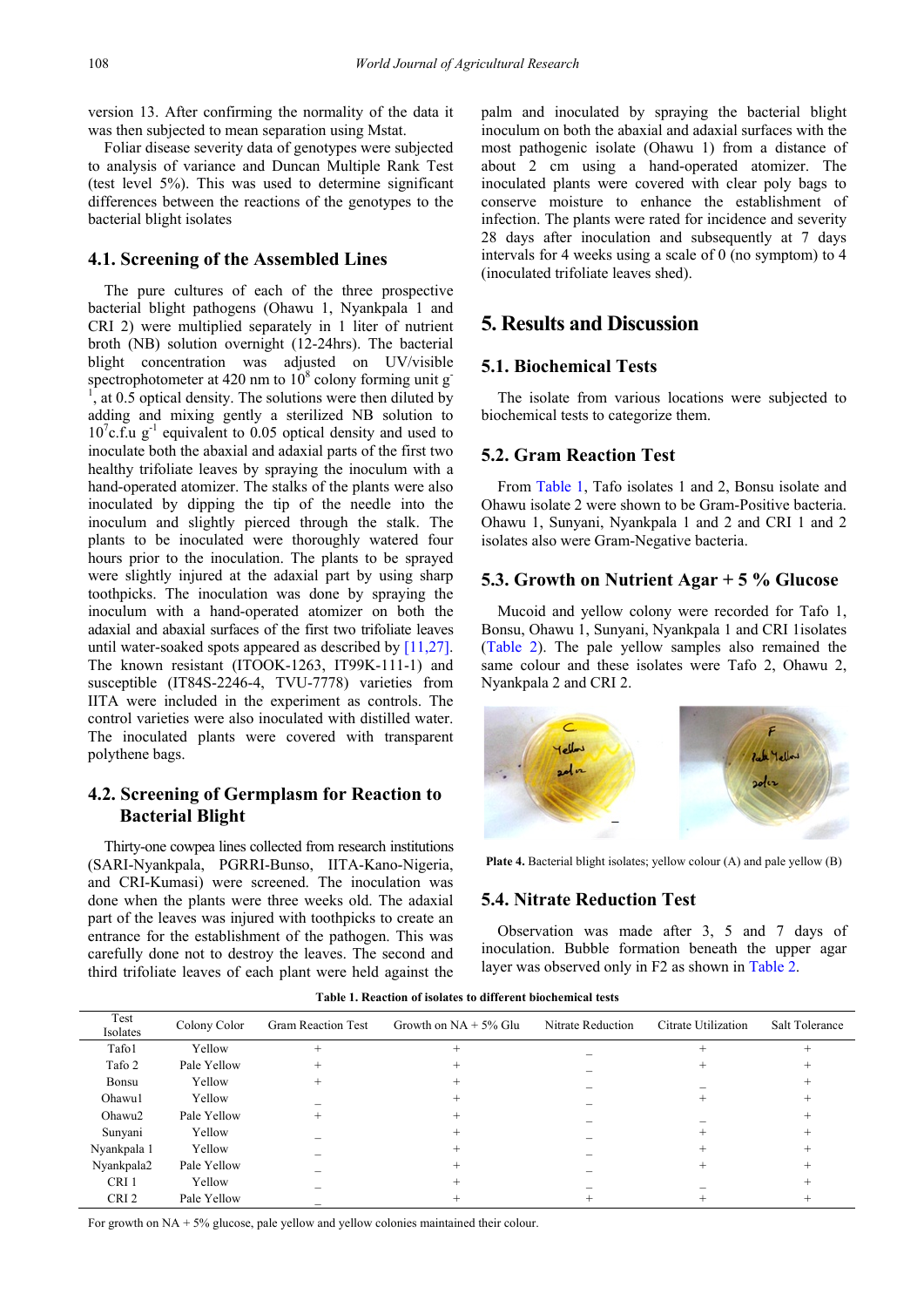version 13. After confirming the normality of the data it was then subjected to mean separation using Mstat.

Foliar disease severity data of genotypes were subjected to analysis of variance and Duncan Multiple Rank Test (test level 5%). This was used to determine significant differences between the reactions of the genotypes to the bacterial blight isolates

## 4.1. Screening of the Assembled Lines

The pure cultures of each of the three prospective bacterial blight pathogens (Ohawu 1, Nyankpala 1 and CRI 2) were multiplied separately in 1 liter of nutrient broth (NB) solution overnight (12-24hrs). The bacterial blight concentration was adjusted on UV/visible spectrophotometer at 420 nm to $10^8$ colony forming unit $g^{-1}$, at 0.5 optical density. The solutions were then diluted by adding and mixing gently a sterilized NB solution to $10^7$c.f.u $g^{-1}$ equivalent to 0.05 optical density and used to inoculate both the abaxial and adaxial parts of the first two healthy trifoliate leaves by spraying the inoculum with a hand-operated atomizer. The stalks of the plants were also inoculated by dipping the tip of the needle into the inoculum and slightly pierced through the stalk. The plants to be inoculated were thoroughly watered four hours prior to the inoculation. The plants to be sprayed were slightly injured at the adaxial part by using sharp toothpicks. The inoculation was done by spraying the inoculum with a hand-operated atomizer on both the adaxial and abaxial surfaces of the first two trifoliate leaves until water-soaked spots appeared as described by [11,27]. The known resistant (ITOOK-1263, IT99K-111-1) and susceptible (IT84S-2246-4, TVU-7778) varieties from IITA were included in the experiment as controls. The control varieties were also inoculated with distilled water. The inoculated plants were covered with transparent polythene bags.

## 4.2. Screening of Germplasm for Reaction to Bacterial Blight

Thirty-one cowpea lines collected from research institutions (SARI-Nyankpala, PGRRI-Bunso, IITA-Kano-Nigeria, and CRI-Kumasi) were screened. The inoculation was done when the plants were three weeks old. The adaxial part of the leaves was injured with toothpicks to create an entrance for the establishment of the pathogen. This was carefully done not to destroy the leaves. The second and third trifoliate leaves of each plant were held against the palm and inoculated by spraying the bacterial blight inoculum on both the abaxial and adaxial surfaces with the most pathogenic isolate (Ohawu 1) from a distance of about 2 cm using a hand-operated atomizer. The inoculated plants were covered with clear poly bags to conserve moisture to enhance the establishment of infection. The plants were rated for incidence and severity 28 days after inoculation and subsequently at 7 days intervals for 4 weeks using a scale of 0 (no symptom) to 4 (inoculated trifoliate leaves shed).

# 5. Results and Discussion

## 5.1. Biochemical Tests

The isolate from various locations were subjected to biochemical tests to categorize them.

## 5.2. Gram Reaction Test

From Table 1, Tafo isolates 1 and 2, Bonsu isolate and Ohawu isolate 2 were shown to be Gram-Positive bacteria. Ohawu 1, Sunyani, Nyankpala 1 and 2 and CRI 1 and 2 isolates also were Gram-Negative bacteria.

## 5.3. Growth on Nutrient Agar + 5 % Glucose

Mucoid and yellow colony were recorded for Tafo 1, Bonsu, Ohawu 1, Sunyani, Nyankpala 1 and CRI 1isolates (Table 2). The pale yellow samples also remained the same colour and these isolates were Tafo 2, Ohawu 2, Nyankpala 2 and CRI 2.

**Plate 4.** Bacterial blight isolates; yellow colour (A) and pale yellow (B)

## 5.4. Nitrate Reduction Test

Observation was made after 3, 5 and 7 days of inoculation. Bubble formation beneath the upper agar layer was observed only in F2 as shown in Table 2.

**Table 1. Reaction of isolates to different biochemical tests**

| Test Isolates | Colony Color | Gram Reaction Test | Growth on NA + 5% Glu | Nitrate Reduction | Citrate Utilization | Salt Tolerance |
|---|---|---|---|---|---|---|
| Tafo1 | Yellow | + | + | _ | + | + |
| Tafo 2 | Pale Yellow | + | + | _ | + | + |
| Bonsu | Yellow | + | + | _ | _ | + |
| Ohawu1 | Yellow | _ | + | _ | + | + |
| Ohawu2 | Pale Yellow | + | + | _ | _ | + |
| Sunyani | Yellow | _ | + | _ | + | + |
| Nyankpala 1 | Yellow | _ | + | _ | + | + |
| Nyankpala2 | Pale Yellow | _ | + | _ | + | + |
| CRI 1 | Yellow | _ | + | _ | _ | + |
| CRI 2 | Pale Yellow | _ | + | + | + | + |

For growth on NA + 5% glucose, pale yellow and yellow colonies maintained their colour.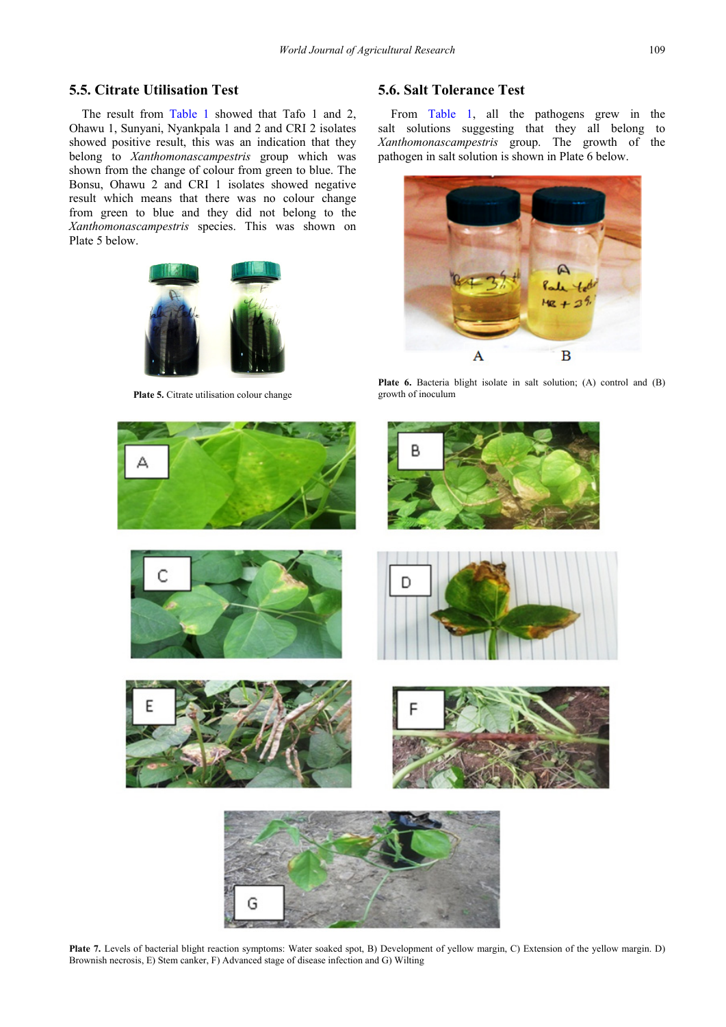## 5.5. Citrate Utilisation Test

The result from Table 1 showed that Tafo 1 and 2, Ohawu 1, Sunyani, Nyankpala 1 and 2 and CRI 2 isolates showed positive result, this was an indication that they belong to *Xanthomonascampestris* group which was shown from the change of colour from green to blue. The Bonsu, Ohawu 2 and CRI 1 isolates showed negative result which means that there was no colour change from green to blue and they did not belong to the *Xanthomonascampestris* species. This was shown on Plate 5 below.

**Plate 5.** Citrate utilisation colour change

## 5.6. Salt Tolerance Test

From Table 1, all the pathogens grew in the salt solutions suggesting that they all belong to *Xanthomonascampestris* group. The growth of the pathogen in salt solution is shown in Plate 6 below.

**Plate 6.** Bacteria blight isolate in salt solution; (A) control and (B) growth of inoculum

**Plate 7.** Levels of bacterial blight reaction symptoms: Water soaked spot, B) Development of yellow margin, C) Extension of the yellow margin. D) Brownish necrosis, E) Stem canker, F) Advanced stage of disease infection and G) Wilting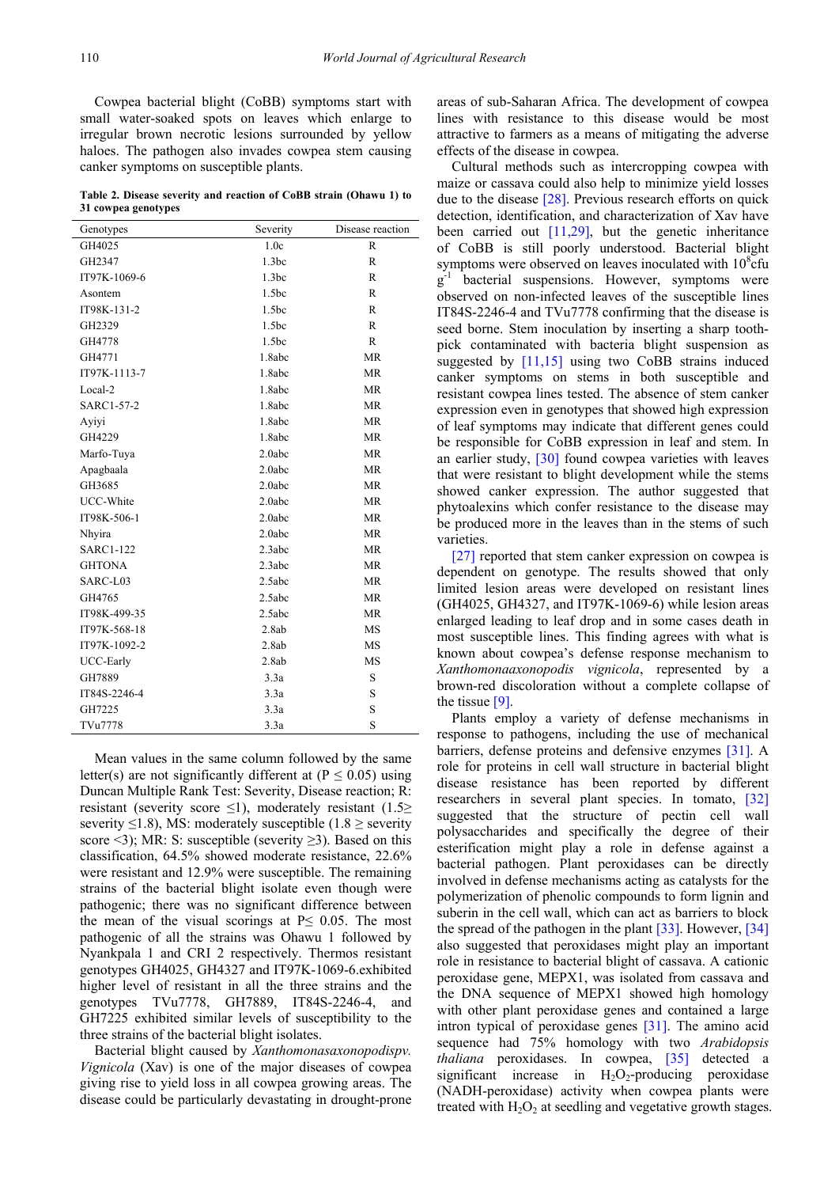Cowpea bacterial blight (CoBB) symptoms start with small water-soaked spots on leaves which enlarge to irregular brown necrotic lesions surrounded by yellow haloes. The pathogen also invades cowpea stem causing canker symptoms on susceptible plants.

**Table 2. Disease severity and reaction of CoBB strain (Ohawu 1) to 31 cowpea genotypes**

| Genotypes | Severity | Disease reaction |
|---|---|---|
| GH4025 | 1.0c | R |
| GH2347 | 1.3bc | R |
| IT97K-1069-6 | 1.3bc | R |
| Asontem | 1.5bc | R |
| IT98K-131-2 | 1.5bc | R |
| GH2329 | 1.5bc | R |
| GH4778 | 1.5bc | R |
| GH4771 | 1.8abc | MR |
| IT97K-1113-7 | 1.8abc | MR |
| Local-2 | 1.8abc | MR |
| SARC1-57-2 | 1.8abc | MR |
| Ayiyi | 1.8abc | MR |
| GH4229 | 1.8abc | MR |
| Marfo-Tuya | 2.0abc | MR |
| Apagbaala | 2.0abc | MR |
| GH3685 | 2.0abc | MR |
| UCC-White | 2.0abc | MR |
| IT98K-506-1 | 2.0abc | MR |
| Nhyira | 2.0abc | MR |
| SARC1-122 | 2.3abc | MR |
| GHTONA | 2.3abc | MR |
| SARC-L03 | 2.5abc | MR |
| GH4765 | 2.5abc | MR |
| IT98K-499-35 | 2.5abc | MR |
| IT97K-568-18 | 2.8ab | MS |
| IT97K-1092-2 | 2.8ab | MS |
| UCC-Early | 2.8ab | MS |
| GH7889 | 3.3a | S |
| IT84S-2246-4 | 3.3a | S |
| GH7225 | 3.3a | S |
| TVu7778 | 3.3a | S |

Mean values in the same column followed by the same letter(s) are not significantly different at ($P \leq 0.05$) using Duncan Multiple Rank Test: Severity, Disease reaction; R: resistant (severity score ≤1), moderately resistant (1.5≥ severity ≤1.8), MS: moderately susceptible (1.8 ≥ severity score <3); MR: S: susceptible (severity ≥3). Based on this classification, 64.5% showed moderate resistance, 22.6% were resistant and 12.9% were susceptible. The remaining strains of the bacterial blight isolate even though were pathogenic; there was no significant difference between the mean of the visual scorings at P≤ 0.05. The most pathogenic of all the strains was Ohawu 1 followed by Nyankpala 1 and CRI 2 respectively. Thermos resistant genotypes GH4025, GH4327 and IT97K-1069-6.exhibited higher level of resistant in all the three strains and the genotypes TVu7778, GH7889, IT84S-2246-4, and GH7225 exhibited similar levels of susceptibility to the three strains of the bacterial blight isolates.

Bacterial blight caused by *Xanthomonasaxonopodispv. Vignicola* (Xav) is one of the major diseases of cowpea giving rise to yield loss in all cowpea growing areas. The disease could be particularly devastating in drought-prone areas of sub-Saharan Africa. The development of cowpea lines with resistance to this disease would be most attractive to farmers as a means of mitigating the adverse effects of the disease in cowpea.

Cultural methods such as intercropping cowpea with maize or cassava could also help to minimize yield losses due to the disease [28]. Previous research efforts on quick detection, identification, and characterization of Xav have been carried out [11,29], but the genetic inheritance of CoBB is still poorly understood. Bacterial blight symptoms were observed on leaves inoculated with $10^8$cfu $g^{-1}$ bacterial suspensions. However, symptoms were observed on non-infected leaves of the susceptible lines IT84S-2246-4 and TVu7778 confirming that the disease is seed borne. Stem inoculation by inserting a sharp tooth-pick contaminated with bacteria blight suspension as suggested by [11,15] using two CoBB strains induced canker symptoms on stems in both susceptible and resistant cowpea lines tested. The absence of stem canker expression even in genotypes that showed high expression of leaf symptoms may indicate that different genes could be responsible for CoBB expression in leaf and stem. In an earlier study, [30] found cowpea varieties with leaves that were resistant to blight development while the stems showed canker expression. The author suggested that phytoalexins which confer resistance to the disease may be produced more in the leaves than in the stems of such varieties.

[27] reported that stem canker expression on cowpea is dependent on genotype. The results showed that only limited lesion areas were developed on resistant lines (GH4025, GH4327, and IT97K-1069-6) while lesion areas enlarged leading to leaf drop and in some cases death in most susceptible lines. This finding agrees with what is known about cowpea's defense response mechanism to *Xanthomonaaxonopodis vignicola*, represented by a brown-red discoloration without a complete collapse of the tissue [9].

Plants employ a variety of defense mechanisms in response to pathogens, including the use of mechanical barriers, defense proteins and defensive enzymes [31]. A role for proteins in cell wall structure in bacterial blight disease resistance has been reported by different researchers in several plant species. In tomato, [32] suggested that the structure of pectin cell wall polysaccharides and specifically the degree of their esterification might play a role in defense against a bacterial pathogen. Plant peroxidases can be directly involved in defense mechanisms acting as catalysts for the polymerization of phenolic compounds to form lignin and suberin in the cell wall, which can act as barriers to block the spread of the pathogen in the plant [33]. However, [34] also suggested that peroxidases might play an important role in resistance to bacterial blight of cassava. A cationic peroxidase gene, MEPX1, was isolated from cassava and the DNA sequence of MEPX1 showed high homology with other plant peroxidase genes and contained a large intron typical of peroxidase genes [31]. The amino acid sequence had 75% homology with two *Arabidopsis thaliana* peroxidases. In cowpea, [35] detected a significant increase in $H_2O_2$-producing peroxidase (NADH-peroxidase) activity when cowpea plants were treated with $H_2O_2$ at seedling and vegetative growth stages.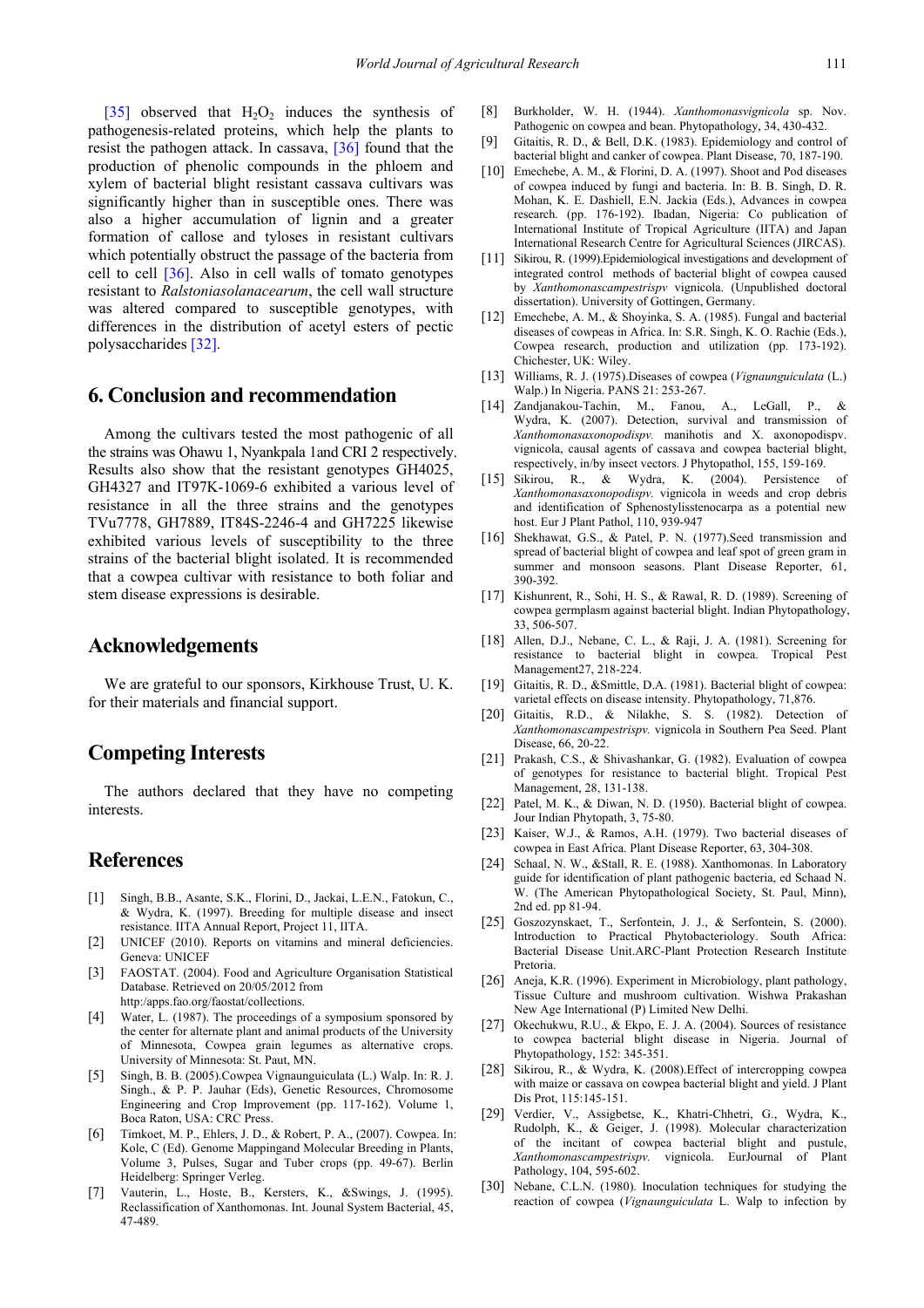[35] observed that $H_2O_2$ induces the synthesis of pathogenesis-related proteins, which help the plants to resist the pathogen attack. In cassava, [36] found that the production of phenolic compounds in the phloem and xylem of bacterial blight resistant cassava cultivars was significantly higher than in susceptible ones. There was also a higher accumulation of lignin and a greater formation of callose and tyloses in resistant cultivars which potentially obstruct the passage of the bacteria from cell to cell [36]. Also in cell walls of tomato genotypes resistant to *Ralstoniasolanacearum*, the cell wall structure was altered compared to susceptible genotypes, with differences in the distribution of acetyl esters of pectic polysaccharides [32].

## 6. Conclusion and recommendation

Among the cultivars tested the most pathogenic of all the strains was Ohawu 1, Nyankpala 1and CRI 2 respectively. Results also show that the resistant genotypes GH4025, GH4327 and IT97K-1069-6 exhibited a various level of resistance in all the three strains and the genotypes TVu7778, GH7889, IT84S-2246-4 and GH7225 likewise exhibited various levels of susceptibility to the three strains of the bacterial blight isolated. It is recommended that a cowpea cultivar with resistance to both foliar and stem disease expressions is desirable.

## Acknowledgements

We are grateful to our sponsors, Kirkhouse Trust, U. K. for their materials and financial support.

## Competing Interests

The authors declared that they have no competing interests.

## References

[1] Singh, B.B., Asante, S.K., Florini, D., Jackai, L.E.N., Fatokun, C., & Wydra, K. (1997). Breeding for multiple disease and insect resistance. IITA Annual Report, Project 11, IITA.

[2] UNICEF (2010). Reports on vitamins and mineral deficiencies. Geneva: UNICEF

[3] FAOSTAT. (2004). Food and Agriculture Organisation Statistical Database. Retrieved on 20/05/2012 from http:/apps.fao.org/faostat/collections.

[4] Water, L. (1987). The proceedings of a symposium sponsored by the center for alternate plant and animal products of the University of Minnesota, Cowpea grain legumes as alternative crops. University of Minnesota: St. Paut, MN.

[5] Singh, B. B. (2005).Cowpea Vignaunguiculata (L.) Walp. In: R. J. Singh., & P. P. Jauhar (Eds), Genetic Resources, Chromosome Engineering and Crop Improvement (pp. 117-162). Volume 1, Boca Raton, USA: CRC Press.

[6] Timkoet, M. P., Ehlers, J. D., & Robert, P. A., (2007). Cowpea. In: Kole, C (Ed). Genome Mappingand Molecular Breeding in Plants, Volume 3, Pulses, Sugar and Tuber crops (pp. 49-67). Berlin Heidelberg: Springer Verleg.

[7] Vauterin, L., Hoste, B., Kersters, K., &Swings, J. (1995). Reclassification of Xanthomonas. Int. Jounal System Bacterial, 45, 47-489.

[8] Burkholder, W. H. (1944). *Xanthomonasvignicola* sp. Nov. Pathogenic on cowpea and bean. Phytopathology, 34, 430-432.

[9] Gitaitis, R. D., & Bell, D.K. (1983). Epidemiology and control of bacterial blight and canker of cowpea. Plant Disease, 70, 187-190.

[10] Emechebe, A. M., & Florini, D. A. (1997). Shoot and Pod diseases of cowpea induced by fungi and bacteria. In: B. B. Singh, D. R. Mohan, K. E. Dashiell, E.N. Jackia (Eds.), Advances in cowpea research. (pp. 176-192). Ibadan, Nigeria: Co publication of International Institute of Tropical Agriculture (IITA) and Japan International Research Centre for Agricultural Sciences (JIRCAS).

[11] Sikirou, R. (1999).Epidemiological investigations and development of integrated control methods of bacterial blight of cowpea caused by *Xanthomonascampestrispv* vignicola. (Unpublished doctoral dissertation). University of Gottingen, Germany.

[12] Emechebe, A. M., & Shoyinka, S. A. (1985). Fungal and bacterial diseases of cowpeas in Africa. In: S.R. Singh, K. O. Rachie (Eds.), Cowpea research, production and utilization (pp. 173-192). Chichester, UK: Wiley.

[13] Williams, R. J. (1975).Diseases of cowpea (*Vignaunguiculata* (L.) Walp.) In Nigeria. PANS 21: 253-267.

[14] Zandjanakou-Tachin, M., Fanou, A., LeGall, P., & Wydra, K. (2007). Detection, survival and transmission of *Xanthomonasaxonopodispv.* manihotis and X. axonopodispv. vignicola, causal agents of cassava and cowpea bacterial blight, respectively, in/by insect vectors. J Phytopathol, 155, 159-169.

[15] Sikirou, R., & Wydra, K. (2004). Persistence of *Xanthomonasaxonopodispv.* vignicola in weeds and crop debris and identification of Sphenostylisstenocarpa as a potential new host. Eur J Plant Pathol, 110, 939-947

[16] Shekhawat, G.S., & Patel, P. N. (1977).Seed transmission and spread of bacterial blight of cowpea and leaf spot of green gram in summer and monsoon seasons. Plant Disease Reporter, 61, 390-392.

[17] Kishunrent, R., Sohi, H. S., & Rawal, R. D. (1989). Screening of cowpea germplasm against bacterial blight. Indian Phytopathology, 33, 506-507.

[18] Allen, D.J., Nebane, C. L., & Raji, J. A. (1981). Screening for resistance to bacterial blight in cowpea. Tropical Pest Management27, 218-224.

[19] Gitaitis, R. D., &Smittle, D.A. (1981). Bacterial blight of cowpea: varietal effects on disease intensity. Phytopathology, 71,876.

[20] Gitaitis, R.D., & Nilakhe, S. S. (1982). Detection of *Xanthomonascampestrispv.* vignicola in Southern Pea Seed. Plant Disease, 66, 20-22.

[21] Prakash, C.S., & Shivashankar, G. (1982). Evaluation of cowpea of genotypes for resistance to bacterial blight. Tropical Pest Management, 28, 131-138.

[22] Patel, M. K., & Diwan, N. D. (1950). Bacterial blight of cowpea. Jour Indian Phytopath, 3, 75-80.

[23] Kaiser, W.J., & Ramos, A.H. (1979). Two bacterial diseases of cowpea in East Africa. Plant Disease Reporter, 63, 304-308.

[24] Schaal, N. W., &Stall, R. E. (1988). Xanthomonas. In Laboratory guide for identification of plant pathogenic bacteria, ed Schaad N. W. (The American Phytopathological Society, St. Paul, Minn), 2nd ed. pp 81-94.

[25] Goszozynskaet, T., Serfontein, J. J., & Serfontein, S. (2000). Introduction to Practical Phytobacteriology. South Africa: Bacterial Disease Unit.ARC-Plant Protection Research Institute Pretoria.

[26] Aneja, K.R. (1996). Experiment in Microbiology, plant pathology, Tissue Culture and mushroom cultivation. Wishwa Prakashan New Age International (P) Limited New Delhi.

[27] Okechukwu, R.U., & Ekpo, E. J. A. (2004). Sources of resistance to cowpea bacterial blight disease in Nigeria. Journal of Phytopathology, 152: 345-351.

[28] Sikirou, R., & Wydra, K. (2008).Effect of intercropping cowpea with maize or cassava on cowpea bacterial blight and yield. J Plant Dis Prot, 115:145-151.

[29] Verdier, V., Assigbetse, K., Khatri-Chhetri, G., Wydra, K., Rudolph, K., & Geiger, J. (1998). Molecular characterization of the incitant of cowpea bacterial blight and pustule, *Xanthomonascampestrispv.* vignicola. EurJournal of Plant Pathology, 104, 595-602.

[30] Nebane, C.L.N. (1980). Inoculation techniques for studying the reaction of cowpea (*Vignaunguiculata* L. Walp to infection by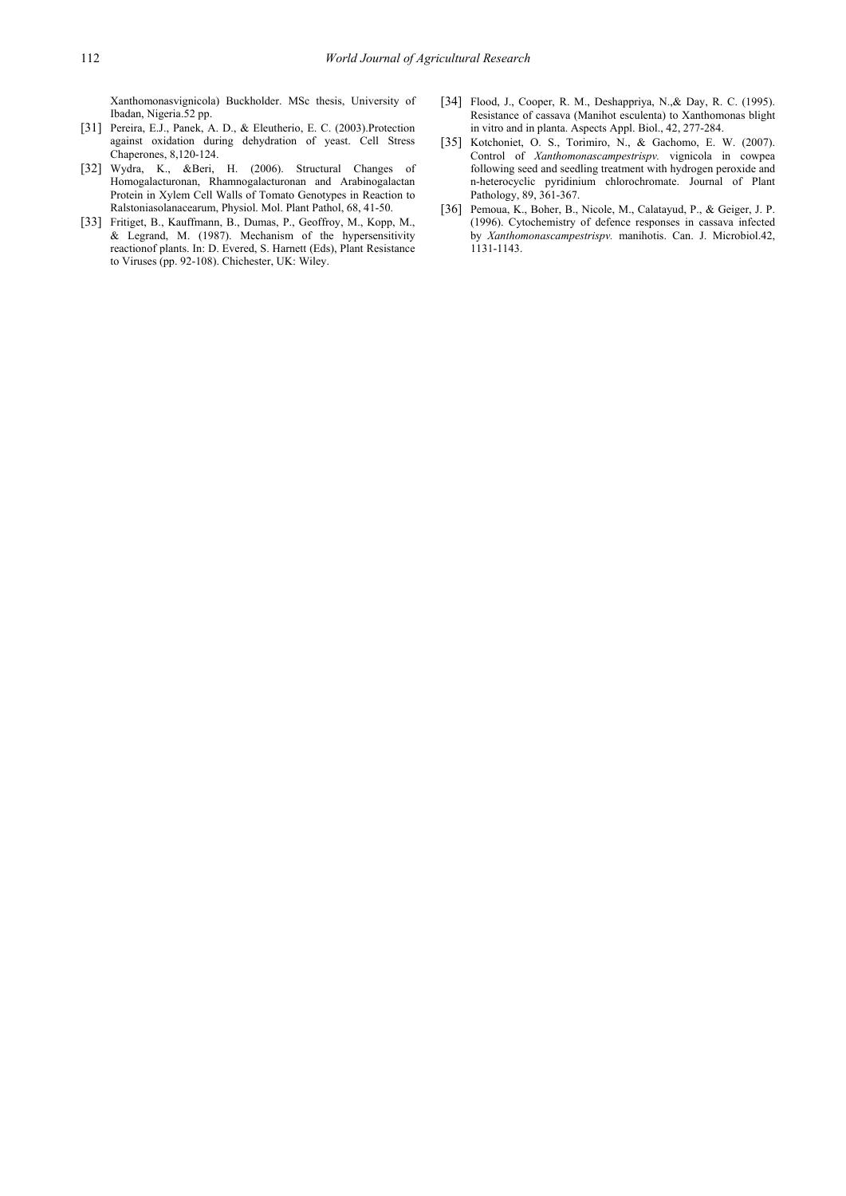Xanthomonasvignicola) Buckholder. MSc thesis, University of Ibadan, Nigeria.52 pp.

[31] Pereira, E.J., Panek, A. D., & Eleutherio, E. C. (2003).Protection against oxidation during dehydration of yeast. Cell Stress Chaperones, 8,120-124.

[32] Wydra, K., &Beri, H. (2006). Structural Changes of Homogalacturonan, Rhamnogalacturonan and Arabinogalactan Protein in Xylem Cell Walls of Tomato Genotypes in Reaction to Ralstoniasolanacearum, Physiol. Mol. Plant Pathol, 68, 41-50.

[33] Fritiget, B., Kauffmann, B., Dumas, P., Geoffroy, M., Kopp, M., & Legrand, M. (1987). Mechanism of the hypersensitivity reactionof plants. In: D. Evered, S. Harnett (Eds), Plant Resistance to Viruses (pp. 92-108). Chichester, UK: Wiley.

[34] Flood, J., Cooper, R. M., Deshappriya, N.,& Day, R. C. (1995). Resistance of cassava (Manihot esculenta) to Xanthomonas blight in vitro and in planta. Aspects Appl. Biol., 42, 277-284.

[35] Kotchoniet, O. S., Torimiro, N., & Gachomo, E. W. (2007). Control of *Xanthomonascampestrispv.* vignicola in cowpea following seed and seedling treatment with hydrogen peroxide and n-heterocyclic pyridinium chlorochromate. Journal of Plant Pathology, 89, 361-367.

[36] Pemoua, K., Boher, B., Nicole, M., Calatayud, P., & Geiger, J. P. (1996). Cytochemistry of defence responses in cassava infected by *Xanthomonascampestrispv.* manihotis. Can. J. Microbiol.42, 1131-1143.